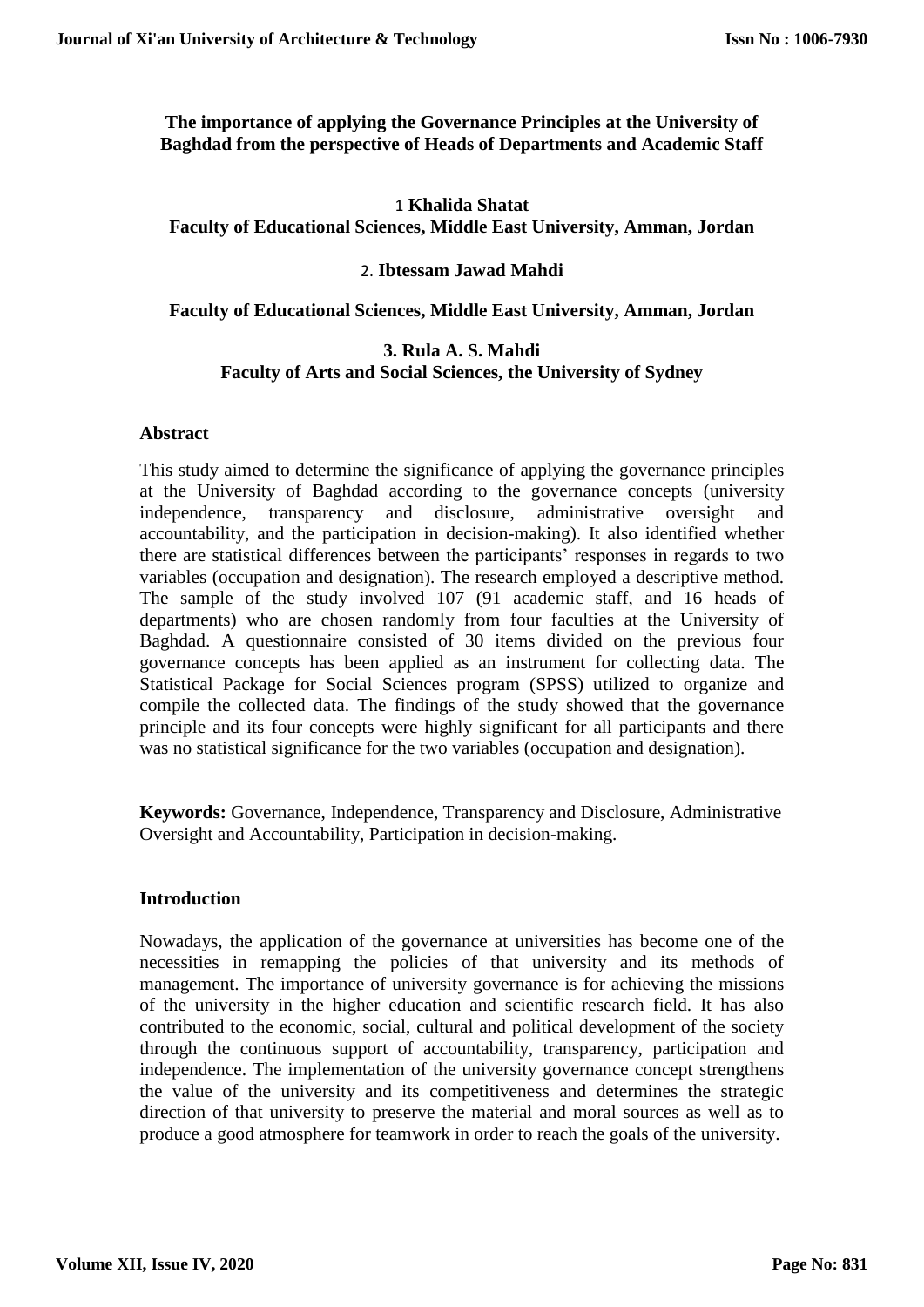# The importance of applying the Governance Principles at the University of Baghdad from the perspective of Heads of Departments and Academic Staff

1 **Khalida Shatat**
**Faculty of Educational Sciences, Middle East University, Amman, Jordan**

2. **Ibtessam Jawad Mahdi**

**Faculty of Educational Sciences, Middle East University, Amman, Jordan**

**3. Rula A. S. Mahdi**
**Faculty of Arts and Social Sciences, the University of Sydney**

## Abstract

This study aimed to determine the significance of applying the governance principles at the University of Baghdad according to the governance concepts (university independence, transparency and disclosure, administrative oversight and accountability, and the participation in decision-making). It also identified whether there are statistical differences between the participants' responses in regards to two variables (occupation and designation). The research employed a descriptive method. The sample of the study involved 107 (91 academic staff, and 16 heads of departments) who are chosen randomly from four faculties at the University of Baghdad. A questionnaire consisted of 30 items divided on the previous four governance concepts has been applied as an instrument for collecting data. The Statistical Package for Social Sciences program (SPSS) utilized to organize and compile the collected data. The findings of the study showed that the governance principle and its four concepts were highly significant for all participants and there was no statistical significance for the two variables (occupation and designation).

**Keywords:** Governance, Independence, Transparency and Disclosure, Administrative Oversight and Accountability, Participation in decision-making.

## Introduction

Nowadays, the application of the governance at universities has become one of the necessities in remapping the policies of that university and its methods of management. The importance of university governance is for achieving the missions of the university in the higher education and scientific research field. It has also contributed to the economic, social, cultural and political development of the society through the continuous support of accountability, transparency, participation and independence. The implementation of the university governance concept strengthens the value of the university and its competitiveness and determines the strategic direction of that university to preserve the material and moral sources as well as to produce a good atmosphere for teamwork in order to reach the goals of the university.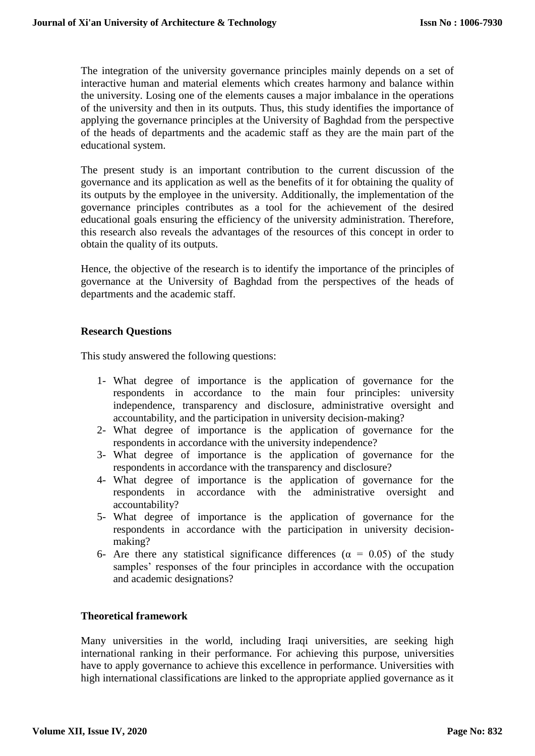The integration of the university governance principles mainly depends on a set of interactive human and material elements which creates harmony and balance within the university. Losing one of the elements causes a major imbalance in the operations of the university and then in its outputs. Thus, this study identifies the importance of applying the governance principles at the University of Baghdad from the perspective of the heads of departments and the academic staff as they are the main part of the educational system.

The present study is an important contribution to the current discussion of the governance and its application as well as the benefits of it for obtaining the quality of its outputs by the employee in the university. Additionally, the implementation of the governance principles contributes as a tool for the achievement of the desired educational goals ensuring the efficiency of the university administration. Therefore, this research also reveals the advantages of the resources of this concept in order to obtain the quality of its outputs.

Hence, the objective of the research is to identify the importance of the principles of governance at the University of Baghdad from the perspectives of the heads of departments and the academic staff.

**Research Questions**

This study answered the following questions:

1- What degree of importance is the application of governance for the respondents in accordance to the main four principles: university independence, transparency and disclosure, administrative oversight and accountability, and the participation in university decision-making?
2- What degree of importance is the application of governance for the respondents in accordance with the university independence?
3- What degree of importance is the application of governance for the respondents in accordance with the transparency and disclosure?
4- What degree of importance is the application of governance for the respondents in accordance with the administrative oversight and accountability?
5- What degree of importance is the application of governance for the respondents in accordance with the participation in university decision-making?
6- Are there any statistical significance differences ($\alpha = 0.05$) of the study samples' responses of the four principles in accordance with the occupation and academic designations?

**Theoretical framework**

Many universities in the world, including Iraqi universities, are seeking high international ranking in their performance. For achieving this purpose, universities have to apply governance to achieve this excellence in performance. Universities with high international classifications are linked to the appropriate applied governance as it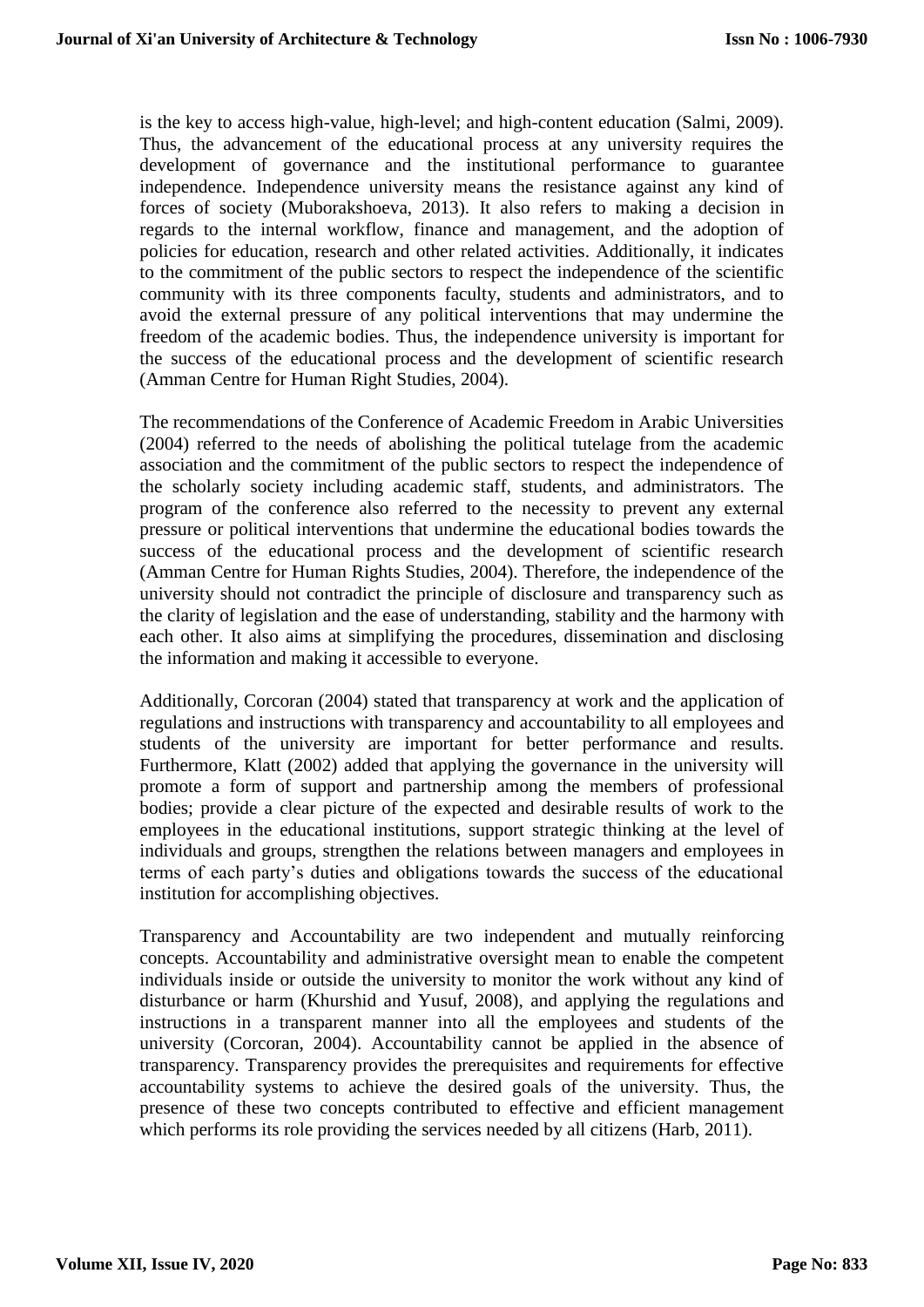is the key to access high-value, high-level; and high-content education (Salmi, 2009). Thus, the advancement of the educational process at any university requires the development of governance and the institutional performance to guarantee independence. Independence university means the resistance against any kind of forces of society (Muborakshoeva, 2013). It also refers to making a decision in regards to the internal workflow, finance and management, and the adoption of policies for education, research and other related activities. Additionally, it indicates to the commitment of the public sectors to respect the independence of the scientific community with its three components faculty, students and administrators, and to avoid the external pressure of any political interventions that may undermine the freedom of the academic bodies. Thus, the independence university is important for the success of the educational process and the development of scientific research (Amman Centre for Human Right Studies, 2004).

The recommendations of the Conference of Academic Freedom in Arabic Universities (2004) referred to the needs of abolishing the political tutelage from the academic association and the commitment of the public sectors to respect the independence of the scholarly society including academic staff, students, and administrators. The program of the conference also referred to the necessity to prevent any external pressure or political interventions that undermine the educational bodies towards the success of the educational process and the development of scientific research (Amman Centre for Human Rights Studies, 2004). Therefore, the independence of the university should not contradict the principle of disclosure and transparency such as the clarity of legislation and the ease of understanding, stability and the harmony with each other. It also aims at simplifying the procedures, dissemination and disclosing the information and making it accessible to everyone.

Additionally, Corcoran (2004) stated that transparency at work and the application of regulations and instructions with transparency and accountability to all employees and students of the university are important for better performance and results. Furthermore, Klatt (2002) added that applying the governance in the university will promote a form of support and partnership among the members of professional bodies; provide a clear picture of the expected and desirable results of work to the employees in the educational institutions, support strategic thinking at the level of individuals and groups, strengthen the relations between managers and employees in terms of each party's duties and obligations towards the success of the educational institution for accomplishing objectives.

Transparency and Accountability are two independent and mutually reinforcing concepts. Accountability and administrative oversight mean to enable the competent individuals inside or outside the university to monitor the work without any kind of disturbance or harm (Khurshid and Yusuf, 2008), and applying the regulations and instructions in a transparent manner into all the employees and students of the university (Corcoran, 2004). Accountability cannot be applied in the absence of transparency. Transparency provides the prerequisites and requirements for effective accountability systems to achieve the desired goals of the university. Thus, the presence of these two concepts contributed to effective and efficient management which performs its role providing the services needed by all citizens (Harb, 2011).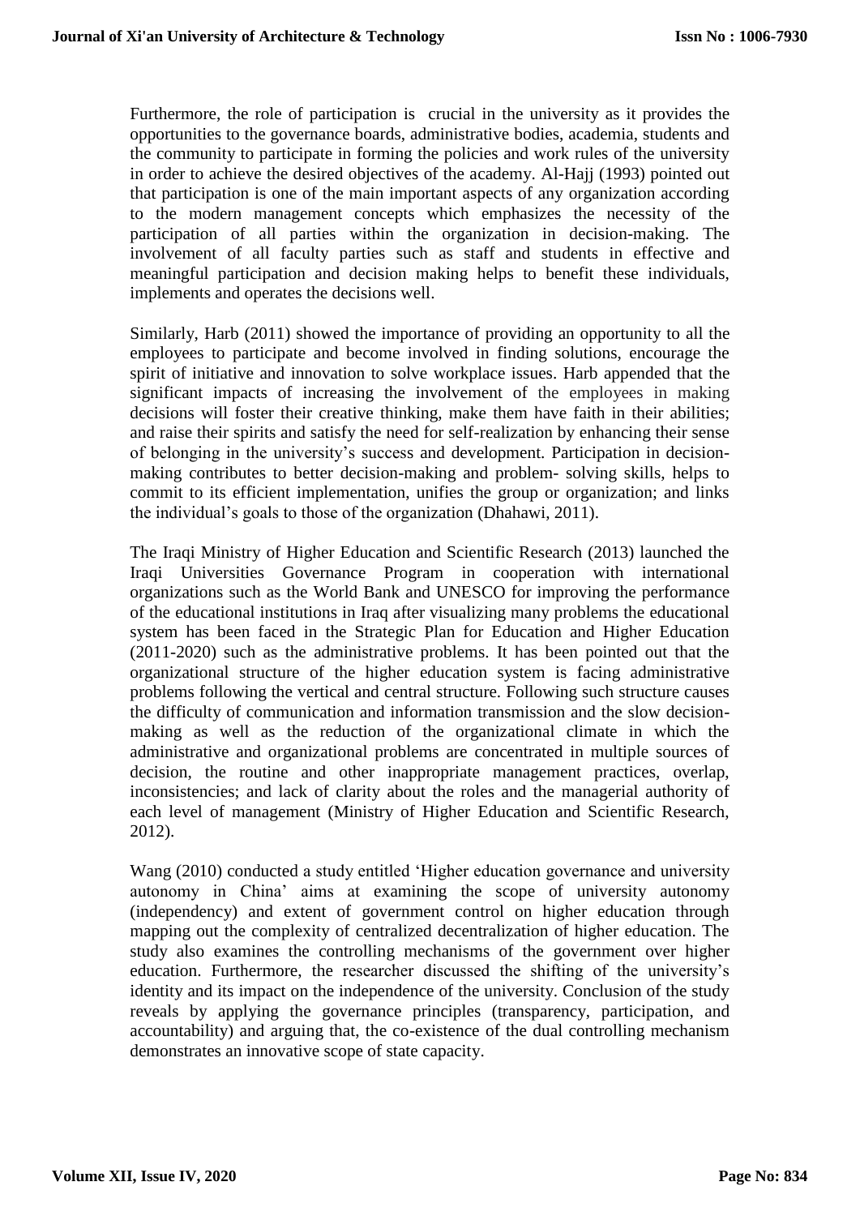Furthermore, the role of participation is crucial in the university as it provides the opportunities to the governance boards, administrative bodies, academia, students and the community to participate in forming the policies and work rules of the university in order to achieve the desired objectives of the academy. Al-Hajj (1993) pointed out that participation is one of the main important aspects of any organization according to the modern management concepts which emphasizes the necessity of the participation of all parties within the organization in decision-making. The involvement of all faculty parties such as staff and students in effective and meaningful participation and decision making helps to benefit these individuals, implements and operates the decisions well.

Similarly, Harb (2011) showed the importance of providing an opportunity to all the employees to participate and become involved in finding solutions, encourage the spirit of initiative and innovation to solve workplace issues. Harb appended that the significant impacts of increasing the involvement of the employees in making decisions will foster their creative thinking, make them have faith in their abilities; and raise their spirits and satisfy the need for self-realization by enhancing their sense of belonging in the university's success and development. Participation in decision-making contributes to better decision-making and problem- solving skills, helps to commit to its efficient implementation, unifies the group or organization; and links the individual's goals to those of the organization (Dhahawi, 2011).

The Iraqi Ministry of Higher Education and Scientific Research (2013) launched the Iraqi Universities Governance Program in cooperation with international organizations such as the World Bank and UNESCO for improving the performance of the educational institutions in Iraq after visualizing many problems the educational system has been faced in the Strategic Plan for Education and Higher Education (2011-2020) such as the administrative problems. It has been pointed out that the organizational structure of the higher education system is facing administrative problems following the vertical and central structure. Following such structure causes the difficulty of communication and information transmission and the slow decision-making as well as the reduction of the organizational climate in which the administrative and organizational problems are concentrated in multiple sources of decision, the routine and other inappropriate management practices, overlap, inconsistencies; and lack of clarity about the roles and the managerial authority of each level of management (Ministry of Higher Education and Scientific Research, 2012).

Wang (2010) conducted a study entitled 'Higher education governance and university autonomy in China' aims at examining the scope of university autonomy (independency) and extent of government control on higher education through mapping out the complexity of centralized decentralization of higher education. The study also examines the controlling mechanisms of the government over higher education. Furthermore, the researcher discussed the shifting of the university's identity and its impact on the independence of the university. Conclusion of the study reveals by applying the governance principles (transparency, participation, and accountability) and arguing that, the co-existence of the dual controlling mechanism demonstrates an innovative scope of state capacity.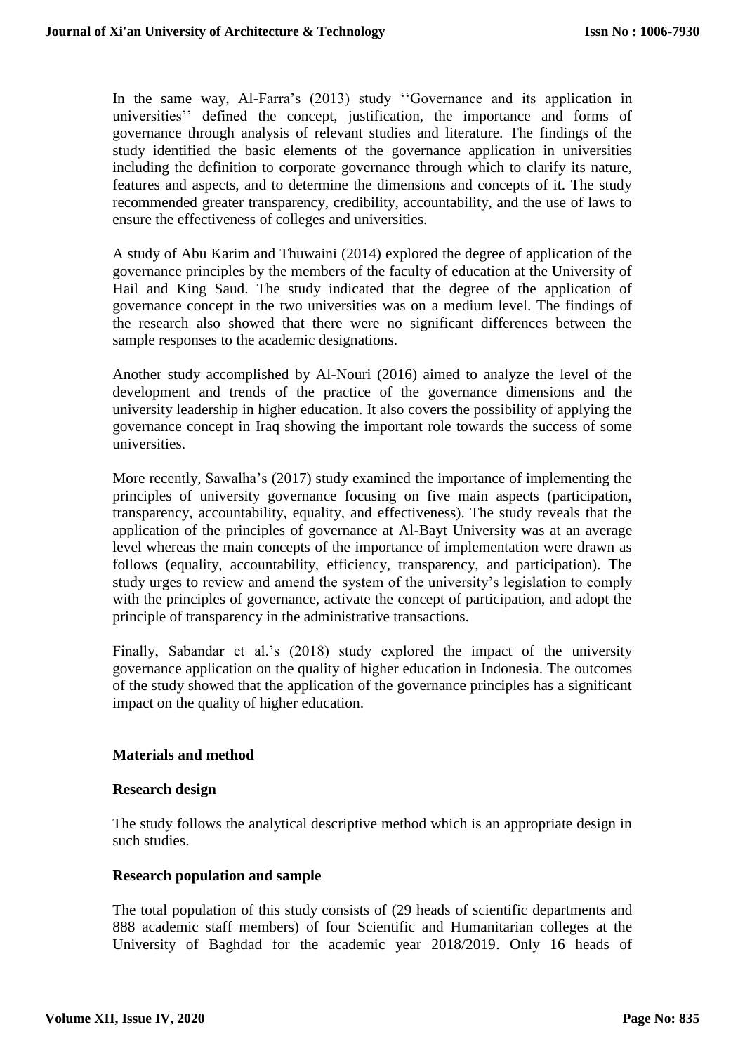In the same way, Al-Farra's (2013) study ''Governance and its application in universities'' defined the concept, justification, the importance and forms of governance through analysis of relevant studies and literature. The findings of the study identified the basic elements of the governance application in universities including the definition to corporate governance through which to clarify its nature, features and aspects, and to determine the dimensions and concepts of it. The study recommended greater transparency, credibility, accountability, and the use of laws to ensure the effectiveness of colleges and universities.

A study of Abu Karim and Thuwaini (2014) explored the degree of application of the governance principles by the members of the faculty of education at the University of Hail and King Saud. The study indicated that the degree of the application of governance concept in the two universities was on a medium level. The findings of the research also showed that there were no significant differences between the sample responses to the academic designations.

Another study accomplished by Al-Nouri (2016) aimed to analyze the level of the development and trends of the practice of the governance dimensions and the university leadership in higher education. It also covers the possibility of applying the governance concept in Iraq showing the important role towards the success of some universities.

More recently, Sawalha's (2017) study examined the importance of implementing the principles of university governance focusing on five main aspects (participation, transparency, accountability, equality, and effectiveness). The study reveals that the application of the principles of governance at Al-Bayt University was at an average level whereas the main concepts of the importance of implementation were drawn as follows (equality, accountability, efficiency, transparency, and participation). The study urges to review and amend the system of the university's legislation to comply with the principles of governance, activate the concept of participation, and adopt the principle of transparency in the administrative transactions.

Finally, Sabandar et al.'s (2018) study explored the impact of the university governance application on the quality of higher education in Indonesia. The outcomes of the study showed that the application of the governance principles has a significant impact on the quality of higher education.

## Materials and method

### Research design

The study follows the analytical descriptive method which is an appropriate design in such studies.

### Research population and sample

The total population of this study consists of (29 heads of scientific departments and 888 academic staff members) of four Scientific and Humanitarian colleges at the University of Baghdad for the academic year 2018/2019. Only 16 heads of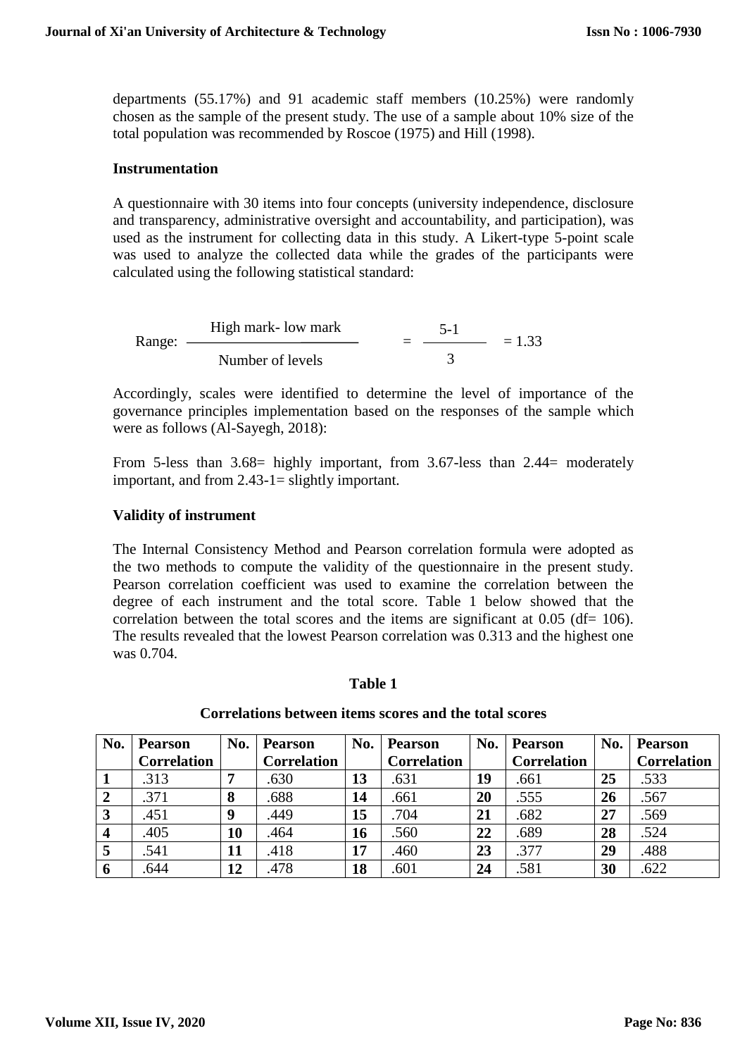departments (55.17%) and 91 academic staff members (10.25%) were randomly chosen as the sample of the present study. The use of a sample about 10% size of the total population was recommended by Roscoe (1975) and Hill (1998).

### Instrumentation

A questionnaire with 30 items into four concepts (university independence, disclosure and transparency, administrative oversight and accountability, and participation), was used as the instrument for collecting data in this study. A Likert-type 5-point scale was used to analyze the collected data while the grades of the participants were calculated using the following statistical standard:

$$\text{Range: } \frac{\text{High mark- low mark}}{\text{Number of levels}} = \frac{5-1}{3} = 1.33$$

Accordingly, scales were identified to determine the level of importance of the governance principles implementation based on the responses of the sample which were as follows (Al-Sayegh, 2018):

From 5-less than 3.68= highly important, from 3.67-less than 2.44= moderately important, and from 2.43-1= slightly important.

### Validity of instrument

The Internal Consistency Method and Pearson correlation formula were adopted as the two methods to compute the validity of the questionnaire in the present study. Pearson correlation coefficient was used to examine the correlation between the degree of each instrument and the total score. Table 1 below showed that the correlation between the total scores and the items are significant at 0.05 (df= 106). The results revealed that the lowest Pearson correlation was 0.313 and the highest one was 0.704.

**Table 1**

**Correlations between items scores and the total scores**

| No. | Pearson Correlation | No. | Pearson Correlation | No. | Pearson Correlation | No. | Pearson Correlation | No. | Pearson Correlation |
|---|---|---|---|---|---|---|---|---|---|
| **1** | .313 | **7** | .630 | **13** | .631 | **19** | .661 | **25** | .533 |
| **2** | .371 | **8** | .688 | **14** | .661 | **20** | .555 | **26** | .567 |
| **3** | .451 | **9** | .449 | **15** | .704 | **21** | .682 | **27** | .569 |
| **4** | .405 | **10** | .464 | **16** | .560 | **22** | .689 | **28** | .524 |
| **5** | .541 | **11** | .418 | **17** | .460 | **23** | .377 | **29** | .488 |
| **6** | .644 | **12** | .478 | **18** | .601 | **24** | .581 | **30** | .622 |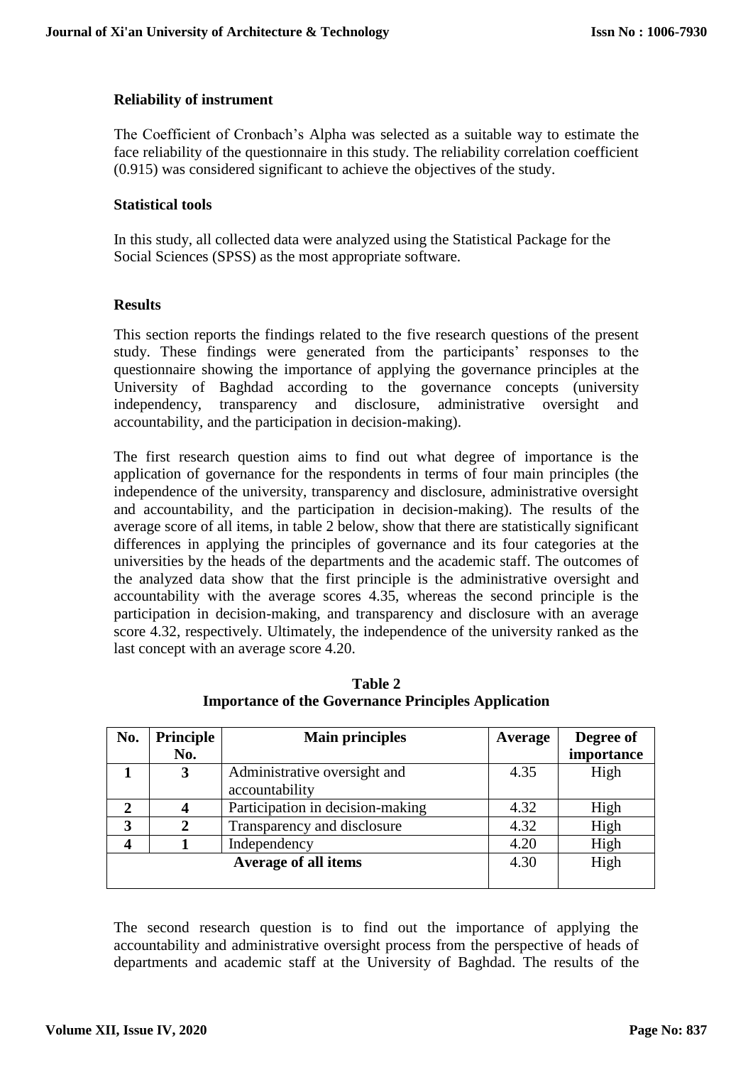### Reliability of instrument

The Coefficient of Cronbach's Alpha was selected as a suitable way to estimate the face reliability of the questionnaire in this study. The reliability correlation coefficient (0.915) was considered significant to achieve the objectives of the study.

### Statistical tools

In this study, all collected data were analyzed using the Statistical Package for the Social Sciences (SPSS) as the most appropriate software.

### Results

This section reports the findings related to the five research questions of the present study. These findings were generated from the participants' responses to the questionnaire showing the importance of applying the governance principles at the University of Baghdad according to the governance concepts (university independency, transparency and disclosure, administrative oversight and accountability, and the participation in decision-making).

The first research question aims to find out what degree of importance is the application of governance for the respondents in terms of four main principles (the independence of the university, transparency and disclosure, administrative oversight and accountability, and the participation in decision-making). The results of the average score of all items, in table 2 below, show that there are statistically significant differences in applying the principles of governance and its four categories at the universities by the heads of the departments and the academic staff. The outcomes of the analyzed data show that the first principle is the administrative oversight and accountability with the average scores 4.35, whereas the second principle is the participation in decision-making, and transparency and disclosure with an average score 4.32, respectively. Ultimately, the independence of the university ranked as the last concept with an average score 4.20.

**Table 2**
**Importance of the Governance Principles Application**

| No. | Principle No. | Main principles | Average | Degree of importance |
|---|---|---|---|---|
| **1** | **3** | Administrative oversight and accountability | 4.35 | High |
| **2** | **4** | Participation in decision-making | 4.32 | High |
| **3** | **2** | Transparency and disclosure | 4.32 | High |
| **4** | **1** | Independency | 4.20 | High |
| **Average of all items** | | | 4.30 | High |

The second research question is to find out the importance of applying the accountability and administrative oversight process from the perspective of heads of departments and academic staff at the University of Baghdad. The results of the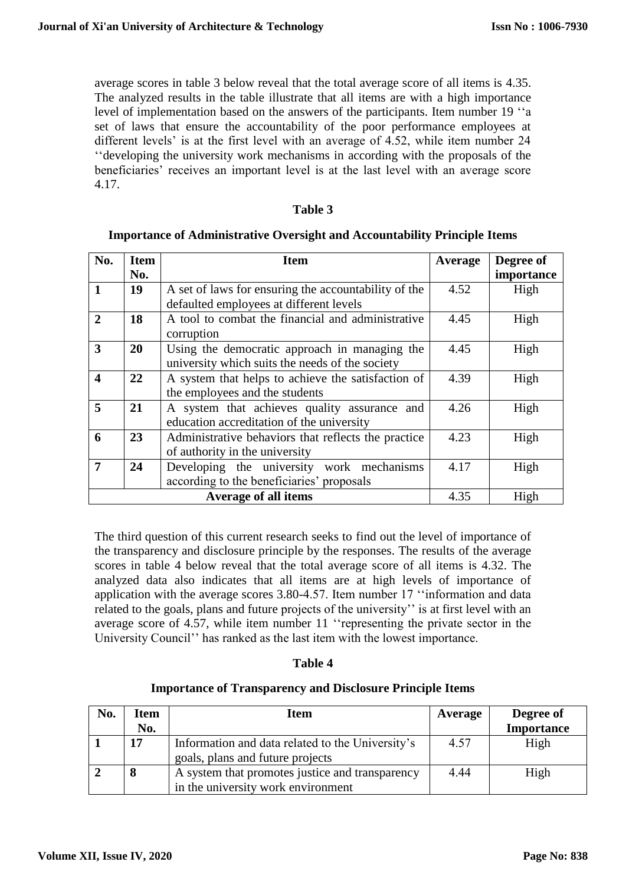average scores in table 3 below reveal that the total average score of all items is 4.35. The analyzed results in the table illustrate that all items are with a high importance level of implementation based on the answers of the participants. Item number 19 ''a set of laws that ensure the accountability of the poor performance employees at different levels' is at the first level with an average of 4.52, while item number 24 ''developing the university work mechanisms in according with the proposals of the beneficiaries' receives an important level is at the last level with an average score 4.17.

**Table 3**

**Importance of Administrative Oversight and Accountability Principle Items**

| No. | Item No. | Item | Average | Degree of importance |
|---|---|---|---|---|
| **1** | **19** | A set of laws for ensuring the accountability of the defaulted employees at different levels | 4.52 | High |
| **2** | **18** | A tool to combat the financial and administrative corruption | 4.45 | High |
| **3** | **20** | Using the democratic approach in managing the university which suits the needs of the society | 4.45 | High |
| **4** | **22** | A system that helps to achieve the satisfaction of the employees and the students | 4.39 | High |
| **5** | **21** | A system that achieves quality assurance and education accreditation of the university | 4.26 | High |
| **6** | **23** | Administrative behaviors that reflects the practice of authority in the university | 4.23 | High |
| **7** | **24** | Developing the university work mechanisms according to the beneficiaries' proposals | 4.17 | High |
| **Average of all items** | | | 4.35 | High |

The third question of this current research seeks to find out the level of importance of the transparency and disclosure principle by the responses. The results of the average scores in table 4 below reveal that the total average score of all items is 4.32. The analyzed data also indicates that all items are at high levels of importance of application with the average scores 3.80-4.57. Item number 17 ''information and data related to the goals, plans and future projects of the university'' is at first level with an average score of 4.57, while item number 11 ''representing the private sector in the University Council'' has ranked as the last item with the lowest importance.

**Table 4**

**Importance of Transparency and Disclosure Principle Items**

| No. | Item No. | Item | Average | Degree of Importance |
|---|---|---|---|---|
| **1** | **17** | Information and data related to the University's goals, plans and future projects | 4.57 | High |
| **2** | **8** | A system that promotes justice and transparency in the university work environment | 4.44 | High |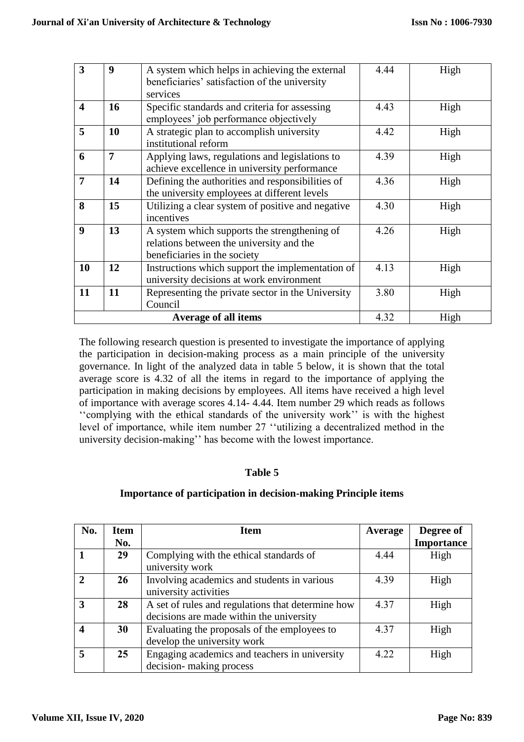| 3 | 9 | A system which helps in achieving the external beneficiaries' satisfaction of the university services | 4.44 | High |
|---|---|---|---|---|
| 4 | 16 | Specific standards and criteria for assessing employees' job performance objectively | 4.43 | High |
| 5 | 10 | A strategic plan to accomplish university institutional reform | 4.42 | High |
| 6 | 7 | Applying laws, regulations and legislations to achieve excellence in university performance | 4.39 | High |
| 7 | 14 | Defining the authorities and responsibilities of the university employees at different levels | 4.36 | High |
| 8 | 15 | Utilizing a clear system of positive and negative incentives | 4.30 | High |
| 9 | 13 | A system which supports the strengthening of relations between the university and the beneficiaries in the society | 4.26 | High |
| 10 | 12 | Instructions which support the implementation of university decisions at work environment | 4.13 | High |
| 11 | 11 | Representing the private sector in the University Council | 3.80 | High |
| **Average of all items** | | | 4.32 | High |

The following research question is presented to investigate the importance of applying the participation in decision-making process as a main principle of the university governance. In light of the analyzed data in table 5 below, it is shown that the total average score is 4.32 of all the items in regard to the importance of applying the participation in making decisions by employees. All items have received a high level of importance with average scores 4.14- 4.44. Item number 29 which reads as follows ''complying with the ethical standards of the university work'' is with the highest level of importance, while item number 27 ''utilizing a decentralized method in the university decision-making'' has become with the lowest importance.

**Table 5**

**Importance of participation in decision-making Principle items**

| No. | Item No. | Item | Average | Degree of Importance |
|---|---|---|---|---|
| 1 | 29 | Complying with the ethical standards of university work | 4.44 | High |
| 2 | 26 | Involving academics and students in various university activities | 4.39 | High |
| 3 | 28 | A set of rules and regulations that determine how decisions are made within the university | 4.37 | High |
| 4 | 30 | Evaluating the proposals of the employees to develop the university work | 4.37 | High |
| 5 | 25 | Engaging academics and teachers in university decision- making process | 4.22 | High |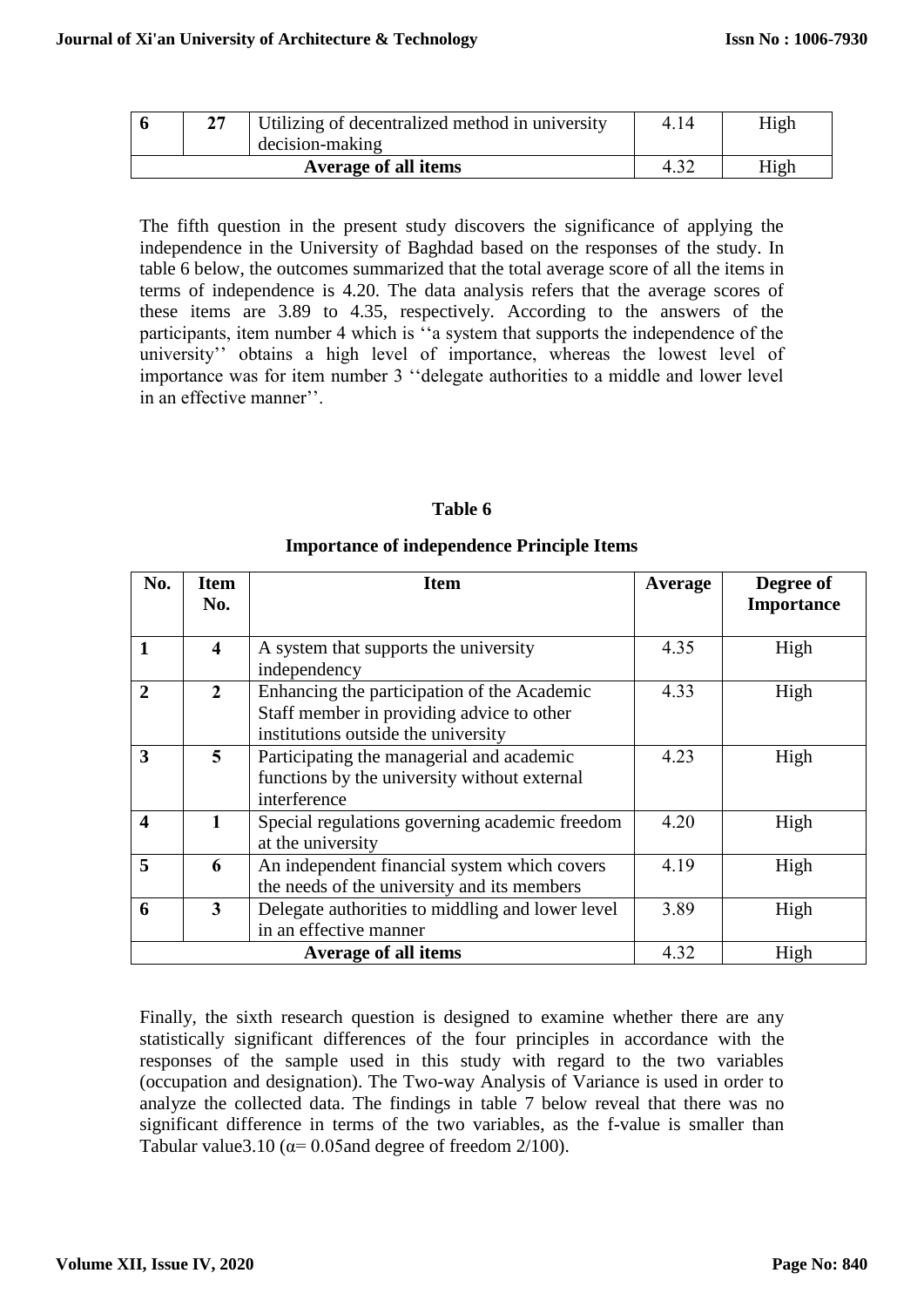| 6 | 27 | Utilizing of decentralized method in university decision-making | 4.14 | High |
|---|---|---|---|---|
| Average of all items | | | 4.32 | High |

The fifth question in the present study discovers the significance of applying the independence in the University of Baghdad based on the responses of the study. In table 6 below, the outcomes summarized that the total average score of all the items in terms of independence is 4.20. The data analysis refers that the average scores of these items are 3.89 to 4.35, respectively. According to the answers of the participants, item number 4 which is ''a system that supports the independence of the university'' obtains a high level of importance, whereas the lowest level of importance was for item number 3 ''delegate authorities to a middle and lower level in an effective manner''.

**Table 6**

**Importance of independence Principle Items**

| No. | Item No. | Item | Average | Degree of Importance |
|---|---|---|---|---|
| 1 | 4 | A system that supports the university independency | 4.35 | High |
| 2 | 2 | Enhancing the participation of the Academic Staff member in providing advice to other institutions outside the university | 4.33 | High |
| 3 | 5 | Participating the managerial and academic functions by the university without external interference | 4.23 | High |
| 4 | 1 | Special regulations governing academic freedom at the university | 4.20 | High |
| 5 | 6 | An independent financial system which covers the needs of the university and its members | 4.19 | High |
| 6 | 3 | Delegate authorities to middling and lower level in an effective manner | 3.89 | High |
| Average of all items | | | 4.32 | High |

Finally, the sixth research question is designed to examine whether there are any statistically significant differences of the four principles in accordance with the responses of the sample used in this study with regard to the two variables (occupation and designation). The Two-way Analysis of Variance is used in order to analyze the collected data. The findings in table 7 below reveal that there was no significant difference in terms of the two variables, as the f-value is smaller than Tabular value3.10 ($\alpha$= 0.05and degree of freedom 2/100).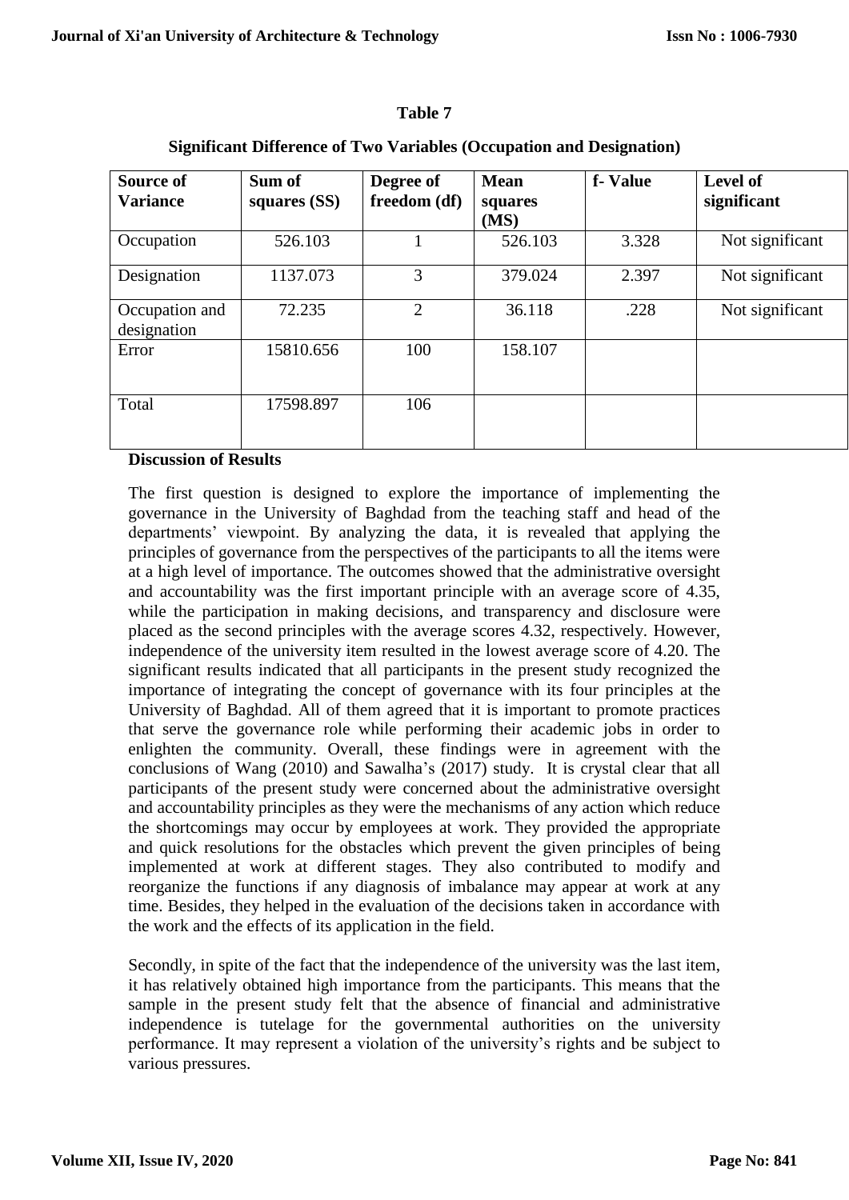**Table 7**

**Significant Difference of Two Variables (Occupation and Designation)**

| Source of Variance | Sum of squares (SS) | Degree of freedom (df) | Mean squares (MS) | f- Value | Level of significant |
|---|---|---|---|---|---|
| Occupation | 526.103 | 1 | 526.103 | 3.328 | Not significant |
| Designation | 1137.073 | 3 | 379.024 | 2.397 | Not significant |
| Occupation and designation | 72.235 | 2 | 36.118 | .228 | Not significant |
| Error | 15810.656 | 100 | 158.107 | | |
| Total | 17598.897 | 106 | | | |

**Discussion of Results**

The first question is designed to explore the importance of implementing the governance in the University of Baghdad from the teaching staff and head of the departments' viewpoint. By analyzing the data, it is revealed that applying the principles of governance from the perspectives of the participants to all the items were at a high level of importance. The outcomes showed that the administrative oversight and accountability was the first important principle with an average score of 4.35, while the participation in making decisions, and transparency and disclosure were placed as the second principles with the average scores 4.32, respectively. However, independence of the university item resulted in the lowest average score of 4.20. The significant results indicated that all participants in the present study recognized the importance of integrating the concept of governance with its four principles at the University of Baghdad. All of them agreed that it is important to promote practices that serve the governance role while performing their academic jobs in order to enlighten the community. Overall, these findings were in agreement with the conclusions of Wang (2010) and Sawalha's (2017) study. It is crystal clear that all participants of the present study were concerned about the administrative oversight and accountability principles as they were the mechanisms of any action which reduce the shortcomings may occur by employees at work. They provided the appropriate and quick resolutions for the obstacles which prevent the given principles of being implemented at work at different stages. They also contributed to modify and reorganize the functions if any diagnosis of imbalance may appear at work at any time. Besides, they helped in the evaluation of the decisions taken in accordance with the work and the effects of its application in the field.

Secondly, in spite of the fact that the independence of the university was the last item, it has relatively obtained high importance from the participants. This means that the sample in the present study felt that the absence of financial and administrative independence is tutelage for the governmental authorities on the university performance. It may represent a violation of the university's rights and be subject to various pressures.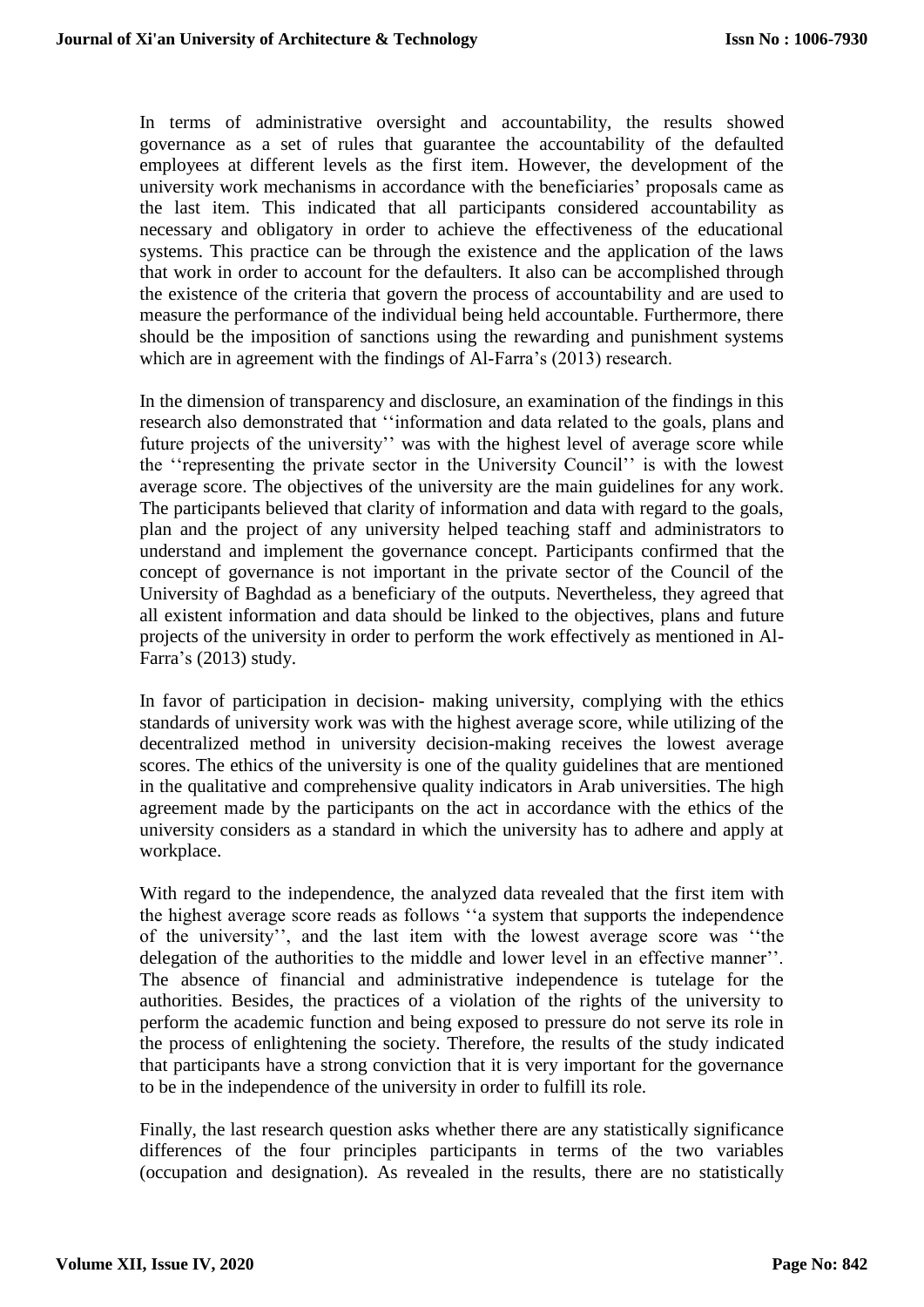In terms of administrative oversight and accountability, the results showed governance as a set of rules that guarantee the accountability of the defaulted employees at different levels as the first item. However, the development of the university work mechanisms in accordance with the beneficiaries' proposals came as the last item. This indicated that all participants considered accountability as necessary and obligatory in order to achieve the effectiveness of the educational systems. This practice can be through the existence and the application of the laws that work in order to account for the defaulters. It also can be accomplished through the existence of the criteria that govern the process of accountability and are used to measure the performance of the individual being held accountable. Furthermore, there should be the imposition of sanctions using the rewarding and punishment systems which are in agreement with the findings of Al-Farra's (2013) research.

In the dimension of transparency and disclosure, an examination of the findings in this research also demonstrated that ''information and data related to the goals, plans and future projects of the university'' was with the highest level of average score while the ''representing the private sector in the University Council'' is with the lowest average score. The objectives of the university are the main guidelines for any work. The participants believed that clarity of information and data with regard to the goals, plan and the project of any university helped teaching staff and administrators to understand and implement the governance concept. Participants confirmed that the concept of governance is not important in the private sector of the Council of the University of Baghdad as a beneficiary of the outputs. Nevertheless, they agreed that all existent information and data should be linked to the objectives, plans and future projects of the university in order to perform the work effectively as mentioned in Al-Farra's (2013) study.

In favor of participation in decision- making university, complying with the ethics standards of university work was with the highest average score, while utilizing of the decentralized method in university decision-making receives the lowest average scores. The ethics of the university is one of the quality guidelines that are mentioned in the qualitative and comprehensive quality indicators in Arab universities. The high agreement made by the participants on the act in accordance with the ethics of the university considers as a standard in which the university has to adhere and apply at workplace.

With regard to the independence, the analyzed data revealed that the first item with the highest average score reads as follows ''a system that supports the independence of the university'', and the last item with the lowest average score was ''the delegation of the authorities to the middle and lower level in an effective manner''. The absence of financial and administrative independence is tutelage for the authorities. Besides, the practices of a violation of the rights of the university to perform the academic function and being exposed to pressure do not serve its role in the process of enlightening the society. Therefore, the results of the study indicated that participants have a strong conviction that it is very important for the governance to be in the independence of the university in order to fulfill its role.

Finally, the last research question asks whether there are any statistically significance differences of the four principles participants in terms of the two variables (occupation and designation). As revealed in the results, there are no statistically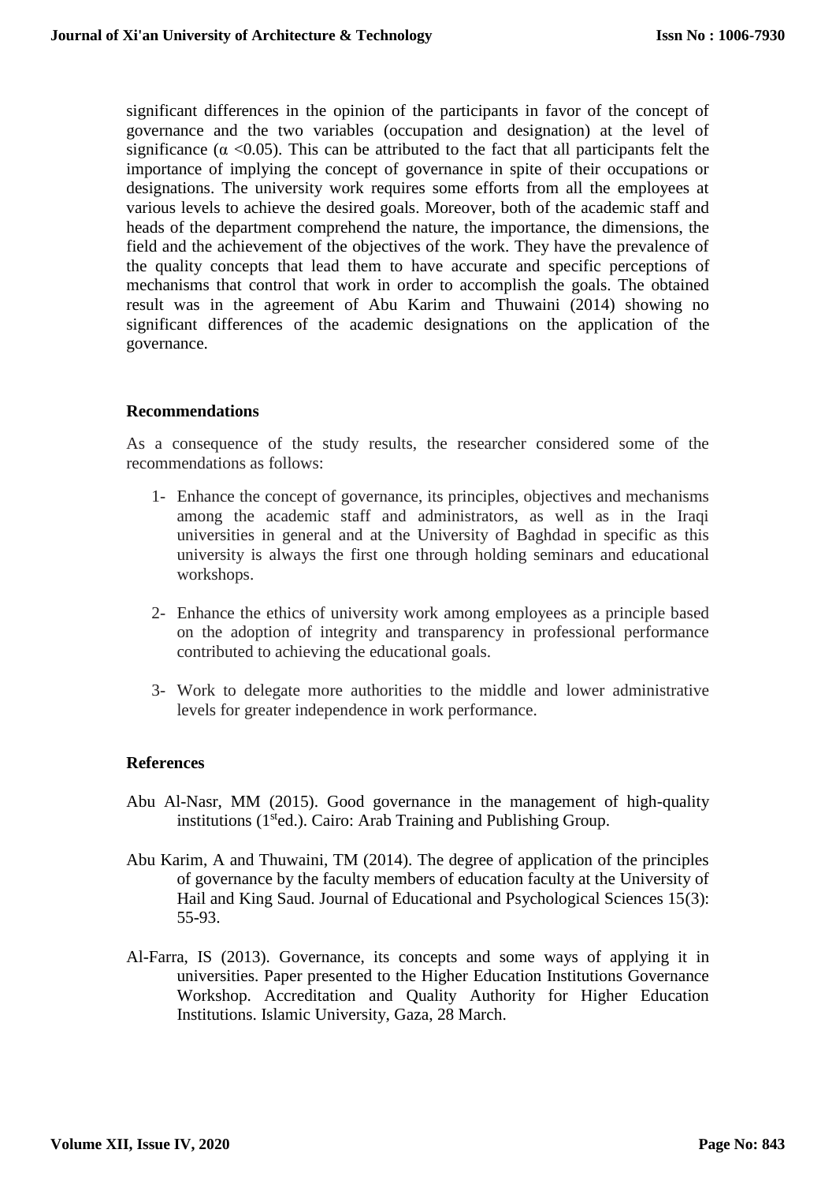significant differences in the opinion of the participants in favor of the concept of governance and the two variables (occupation and designation) at the level of significance ($\alpha$ <0.05). This can be attributed to the fact that all participants felt the importance of implying the concept of governance in spite of their occupations or designations. The university work requires some efforts from all the employees at various levels to achieve the desired goals. Moreover, both of the academic staff and heads of the department comprehend the nature, the importance, the dimensions, the field and the achievement of the objectives of the work. They have the prevalence of the quality concepts that lead them to have accurate and specific perceptions of mechanisms that control that work in order to accomplish the goals. The obtained result was in the agreement of Abu Karim and Thuwaini (2014) showing no significant differences of the academic designations on the application of the governance.

## Recommendations

As a consequence of the study results, the researcher considered some of the recommendations as follows:

1- Enhance the concept of governance, its principles, objectives and mechanisms among the academic staff and administrators, as well as in the Iraqi universities in general and at the University of Baghdad in specific as this university is always the first one through holding seminars and educational workshops.

2- Enhance the ethics of university work among employees as a principle based on the adoption of integrity and transparency in professional performance contributed to achieving the educational goals.

3- Work to delegate more authorities to the middle and lower administrative levels for greater independence in work performance.

## References

Abu Al-Nasr, MM (2015). Good governance in the management of high-quality institutions (1st ed.). Cairo: Arab Training and Publishing Group.

Abu Karim, A and Thuwaini, TM (2014). The degree of application of the principles of governance by the faculty members of education faculty at the University of Hail and King Saud. Journal of Educational and Psychological Sciences 15(3): 55-93.

Al-Farra, IS (2013). Governance, its concepts and some ways of applying it in universities. Paper presented to the Higher Education Institutions Governance Workshop. Accreditation and Quality Authority for Higher Education Institutions. Islamic University, Gaza, 28 March.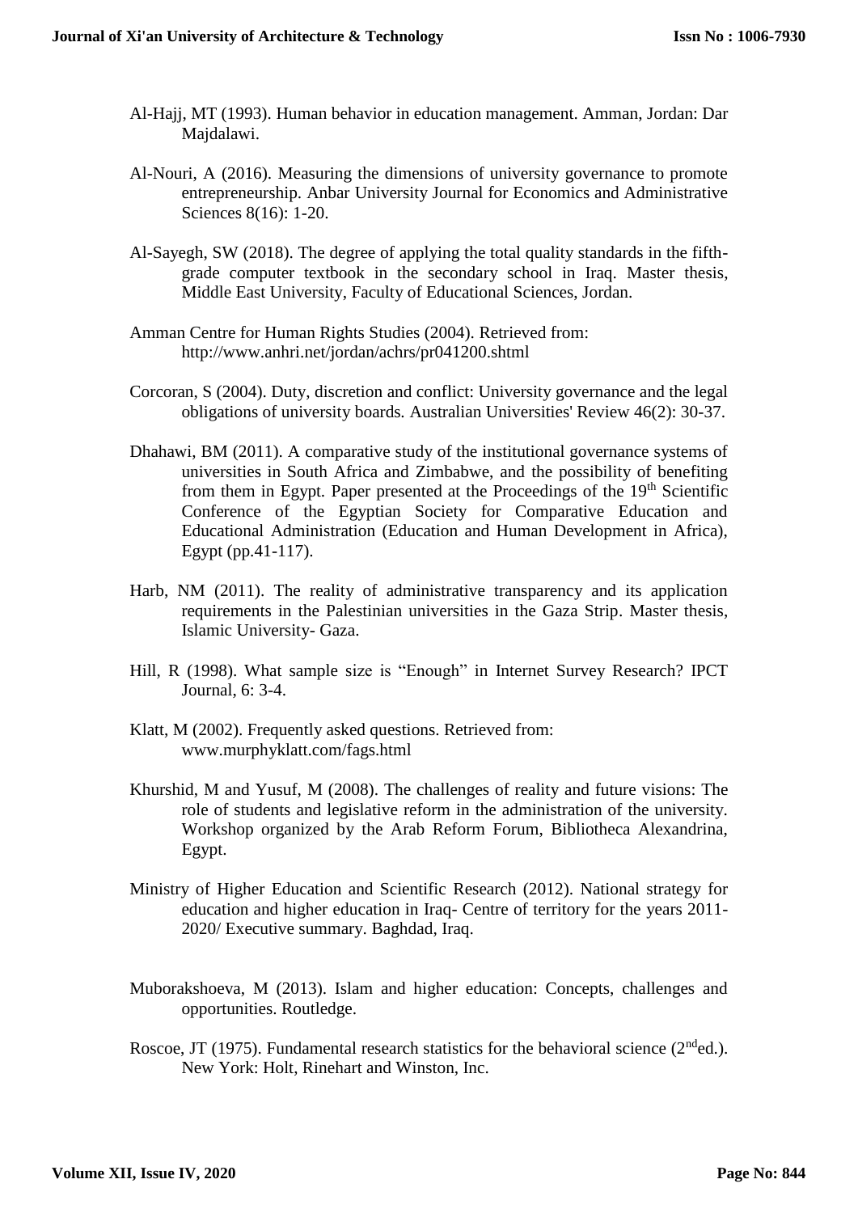Al-Hajj, MT (1993). Human behavior in education management. Amman, Jordan: Dar Majdalawi.

Al-Nouri, A (2016). Measuring the dimensions of university governance to promote entrepreneurship. Anbar University Journal for Economics and Administrative Sciences 8(16): 1-20.

Al-Sayegh, SW (2018). The degree of applying the total quality standards in the fifth-grade computer textbook in the secondary school in Iraq. Master thesis, Middle East University, Faculty of Educational Sciences, Jordan.

Amman Centre for Human Rights Studies (2004). Retrieved from: http://www.anhri.net/jordan/achrs/pr041200.shtml

Corcoran, S (2004). Duty, discretion and conflict: University governance and the legal obligations of university boards. Australian Universities' Review 46(2): 30-37.

Dhahawi, BM (2011). A comparative study of the institutional governance systems of universities in South Africa and Zimbabwe, and the possibility of benefiting from them in Egypt. Paper presented at the Proceedings of the 19th Scientific Conference of the Egyptian Society for Comparative Education and Educational Administration (Education and Human Development in Africa), Egypt (pp.41-117).

Harb, NM (2011). The reality of administrative transparency and its application requirements in the Palestinian universities in the Gaza Strip. Master thesis, Islamic University- Gaza.

Hill, R (1998). What sample size is "Enough" in Internet Survey Research? IPCT Journal, 6: 3-4.

Klatt, M (2002). Frequently asked questions. Retrieved from: www.murphyklatt.com/fags.html

Khurshid, M and Yusuf, M (2008). The challenges of reality and future visions: The role of students and legislative reform in the administration of the university. Workshop organized by the Arab Reform Forum, Bibliotheca Alexandrina, Egypt.

Ministry of Higher Education and Scientific Research (2012). National strategy for education and higher education in Iraq- Centre of territory for the years 2011-2020/ Executive summary. Baghdad, Iraq.

Muborakshoeva, M (2013). Islam and higher education: Concepts, challenges and opportunities. Routledge.

Roscoe, JT (1975). Fundamental research statistics for the behavioral science (2nd ed.). New York: Holt, Rinehart and Winston, Inc.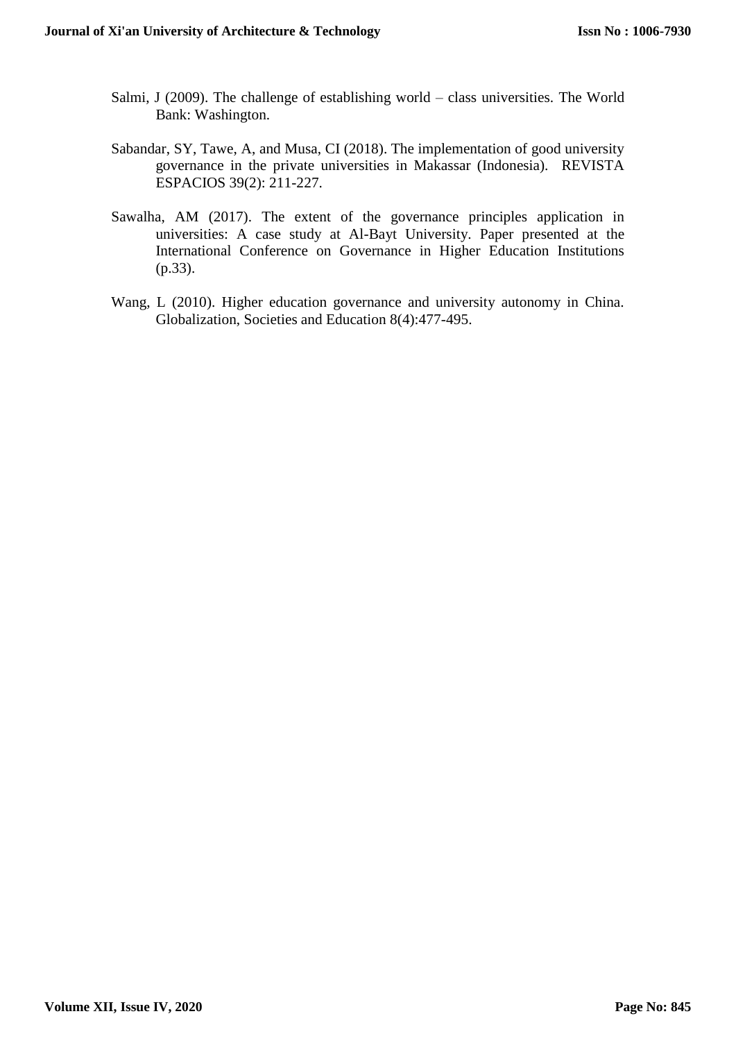Salmi, J (2009). The challenge of establishing world – class universities. The World Bank: Washington.

Sabandar, SY, Tawe, A, and Musa, CI (2018). The implementation of good university governance in the private universities in Makassar (Indonesia). REVISTA ESPACIOS 39(2): 211-227.

Sawalha, AM (2017). The extent of the governance principles application in universities: A case study at Al-Bayt University. Paper presented at the International Conference on Governance in Higher Education Institutions (p.33).

Wang, L (2010). Higher education governance and university autonomy in China. Globalization, Societies and Education 8(4):477-495.